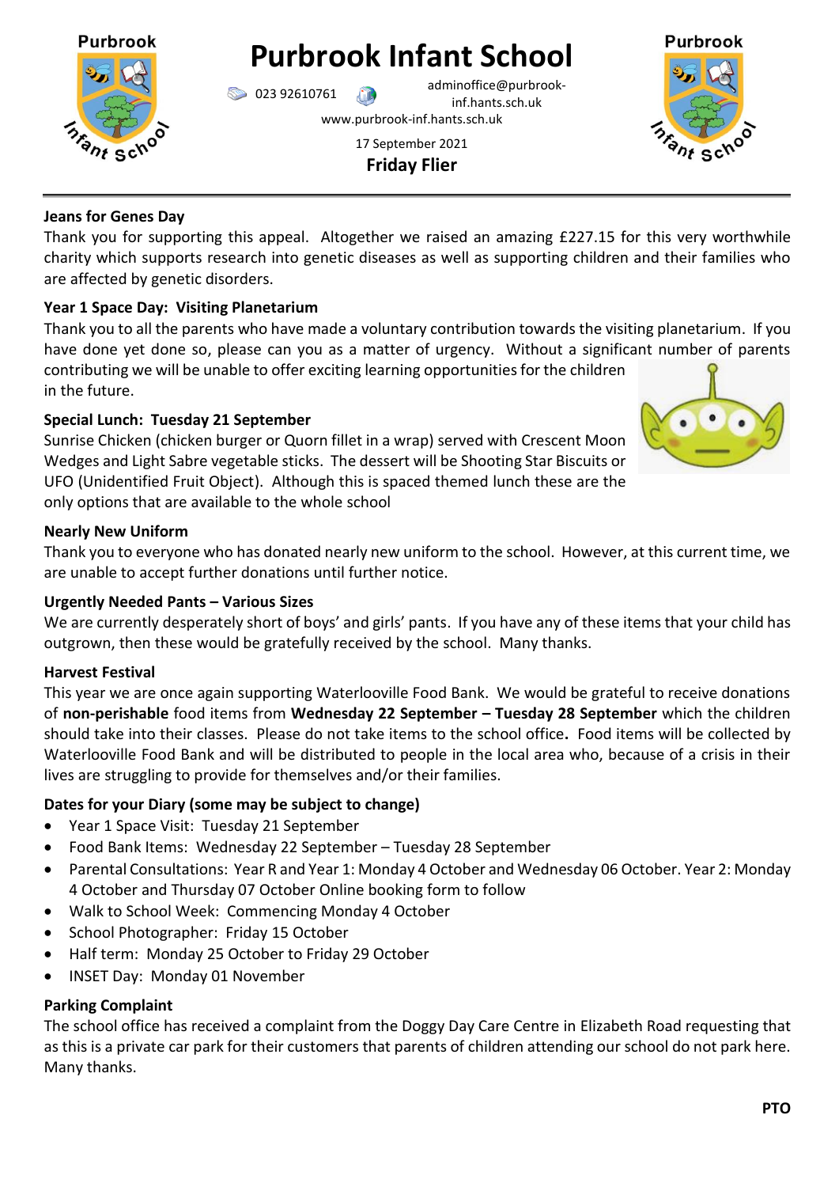# Purbrook Infant School

023 92610761 adminoffice@purbrook-inf.hants.sch.uk
www.purbrook-inf.hants.sch.uk

17 September 2021

**Friday Flier**

### Jeans for Genes Day

Thank you for supporting this appeal. Altogether we raised an amazing £227.15 for this very worthwhile charity which supports research into genetic diseases as well as supporting children and their families who are affected by genetic disorders.

### Year 1 Space Day: Visiting Planetarium

Thank you to all the parents who have made a voluntary contribution towards the visiting planetarium. If you have done yet done so, please can you as a matter of urgency. Without a significant number of parents contributing we will be unable to offer exciting learning opportunities for the children in the future.

### Special Lunch: Tuesday 21 September

Sunrise Chicken (chicken burger or Quorn fillet in a wrap) served with Crescent Moon Wedges and Light Sabre vegetable sticks. The dessert will be Shooting Star Biscuits or UFO (Unidentified Fruit Object). Although this is spaced themed lunch these are the only options that are available to the whole school

### Nearly New Uniform

Thank you to everyone who has donated nearly new uniform to the school. However, at this current time, we are unable to accept further donations until further notice.

### Urgently Needed Pants – Various Sizes

We are currently desperately short of boys' and girls' pants. If you have any of these items that your child has outgrown, then these would be gratefully received by the school. Many thanks.

### Harvest Festival

This year we are once again supporting Waterlooville Food Bank. We would be grateful to receive donations of **non-perishable** food items from **Wednesday 22 September – Tuesday 28 September** which the children should take into their classes. Please do not take items to the school office**.** Food items will be collected by Waterlooville Food Bank and will be distributed to people in the local area who, because of a crisis in their lives are struggling to provide for themselves and/or their families.

### Dates for your Diary (some may be subject to change)

- Year 1 Space Visit: Tuesday 21 September
- Food Bank Items: Wednesday 22 September – Tuesday 28 September
- Parental Consultations: Year R and Year 1: Monday 4 October and Wednesday 06 October. Year 2: Monday 4 October and Thursday 07 October Online booking form to follow
- Walk to School Week: Commencing Monday 4 October
- School Photographer: Friday 15 October
- Half term: Monday 25 October to Friday 29 October
- INSET Day: Monday 01 November

### Parking Complaint

The school office has received a complaint from the Doggy Day Care Centre in Elizabeth Road requesting that as this is a private car park for their customers that parents of children attending our school do not park here. Many thanks.

**PTO**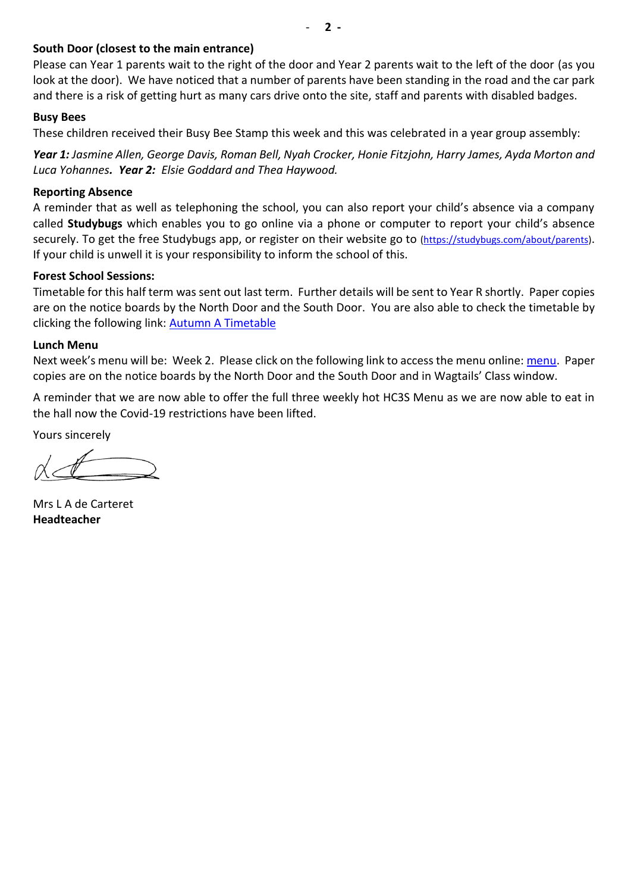**South Door (closest to the main entrance)**

Please can Year 1 parents wait to the right of the door and Year 2 parents wait to the left of the door (as you look at the door). We have noticed that a number of parents have been standing in the road and the car park and there is a risk of getting hurt as many cars drive onto the site, staff and parents with disabled badges.

**Busy Bees**

These children received their Busy Bee Stamp this week and this was celebrated in a year group assembly:

***Year 1:*** *Jasmine Allen, George Davis, Roman Bell, Nyah Crocker, Honie Fitzjohn, Harry James, Ayda Morton and Luca Yohannes.* ***Year 2:*** *Elsie Goddard and Thea Haywood.*

**Reporting Absence**

A reminder that as well as telephoning the school, you can also report your child's absence via a company called **Studybugs** which enables you to go online via a phone or computer to report your child's absence securely. To get the free Studybugs app, or register on their website go to (https://studybugs.com/about/parents). If your child is unwell it is your responsibility to inform the school of this.

**Forest School Sessions:**

Timetable for this half term was sent out last term. Further details will be sent to Year R shortly. Paper copies are on the notice boards by the North Door and the South Door. You are also able to check the timetable by clicking the following link: Autumn A Timetable

**Lunch Menu**

Next week's menu will be: Week 2. Please click on the following link to access the menu online: menu. Paper copies are on the notice boards by the North Door and the South Door and in Wagtails' Class window.

A reminder that we are now able to offer the full three weekly hot HC3S Menu as we are now able to eat in the hall now the Covid-19 restrictions have been lifted.

Yours sincerely

Mrs L A de Carteret
**Headteacher**